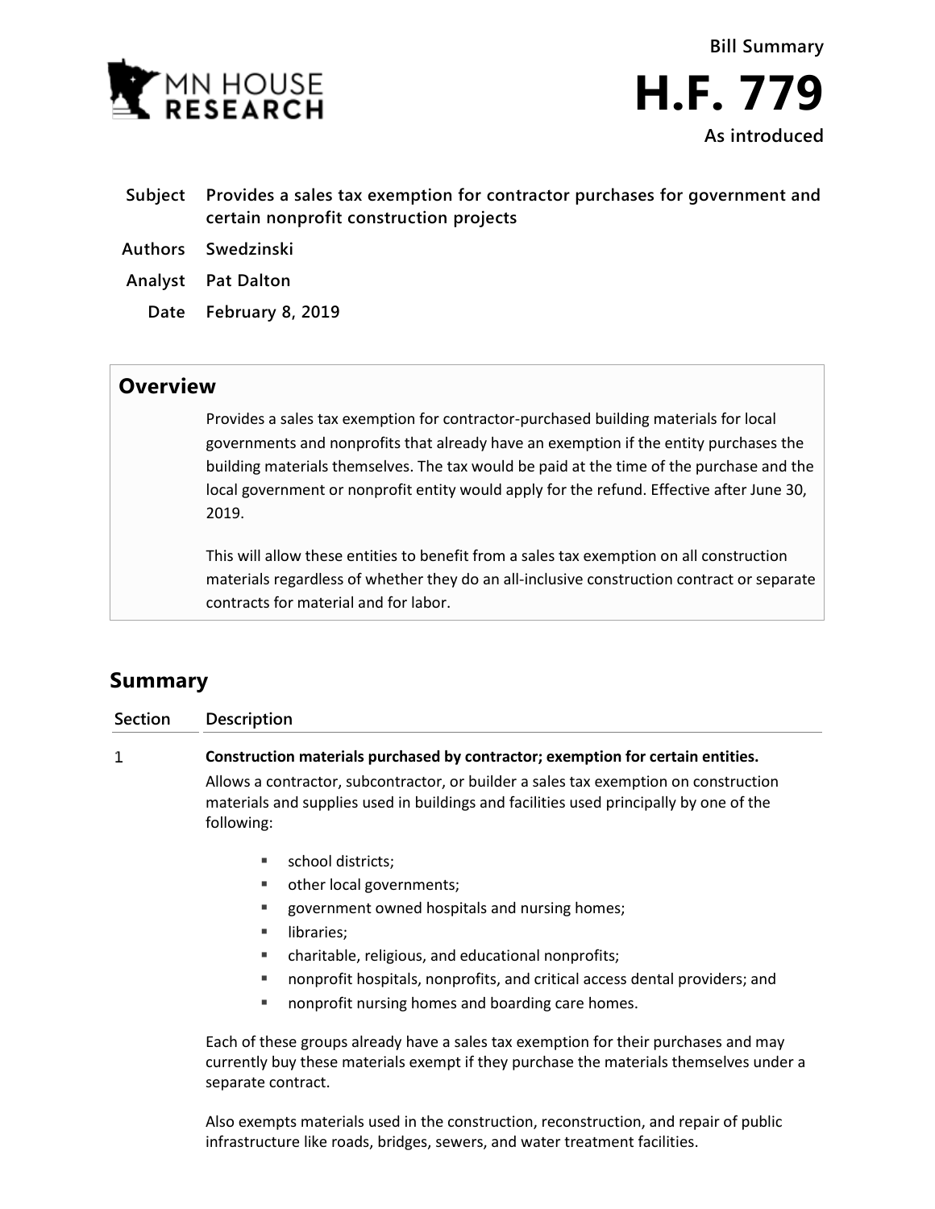Bill Summary

# H.F. 779

As introduced

**Subject** Provides a sales tax exemption for contractor purchases for government and certain nonprofit construction projects

**Authors** Swedzinski

**Analyst** Pat Dalton

**Date** February 8, 2019

## Overview

Provides a sales tax exemption for contractor-purchased building materials for local governments and nonprofits that already have an exemption if the entity purchases the building materials themselves. The tax would be paid at the time of the purchase and the local government or nonprofit entity would apply for the refund. Effective after June 30, 2019.

This will allow these entities to benefit from a sales tax exemption on all construction materials regardless of whether they do an all-inclusive construction contract or separate contracts for material and for labor.

## Summary

| Section | Description |
|---|---|
| 1 | **Construction materials purchased by contractor; exemption for certain entities.** |

Allows a contractor, subcontractor, or builder a sales tax exemption on construction materials and supplies used in buildings and facilities used principally by one of the following:

- school districts;
- other local governments;
- government owned hospitals and nursing homes;
- libraries;
- charitable, religious, and educational nonprofits;
- nonprofit hospitals, nonprofits, and critical access dental providers; and
- nonprofit nursing homes and boarding care homes.

Each of these groups already have a sales tax exemption for their purchases and may currently buy these materials exempt if they purchase the materials themselves under a separate contract.

Also exempts materials used in the construction, reconstruction, and repair of public infrastructure like roads, bridges, sewers, and water treatment facilities.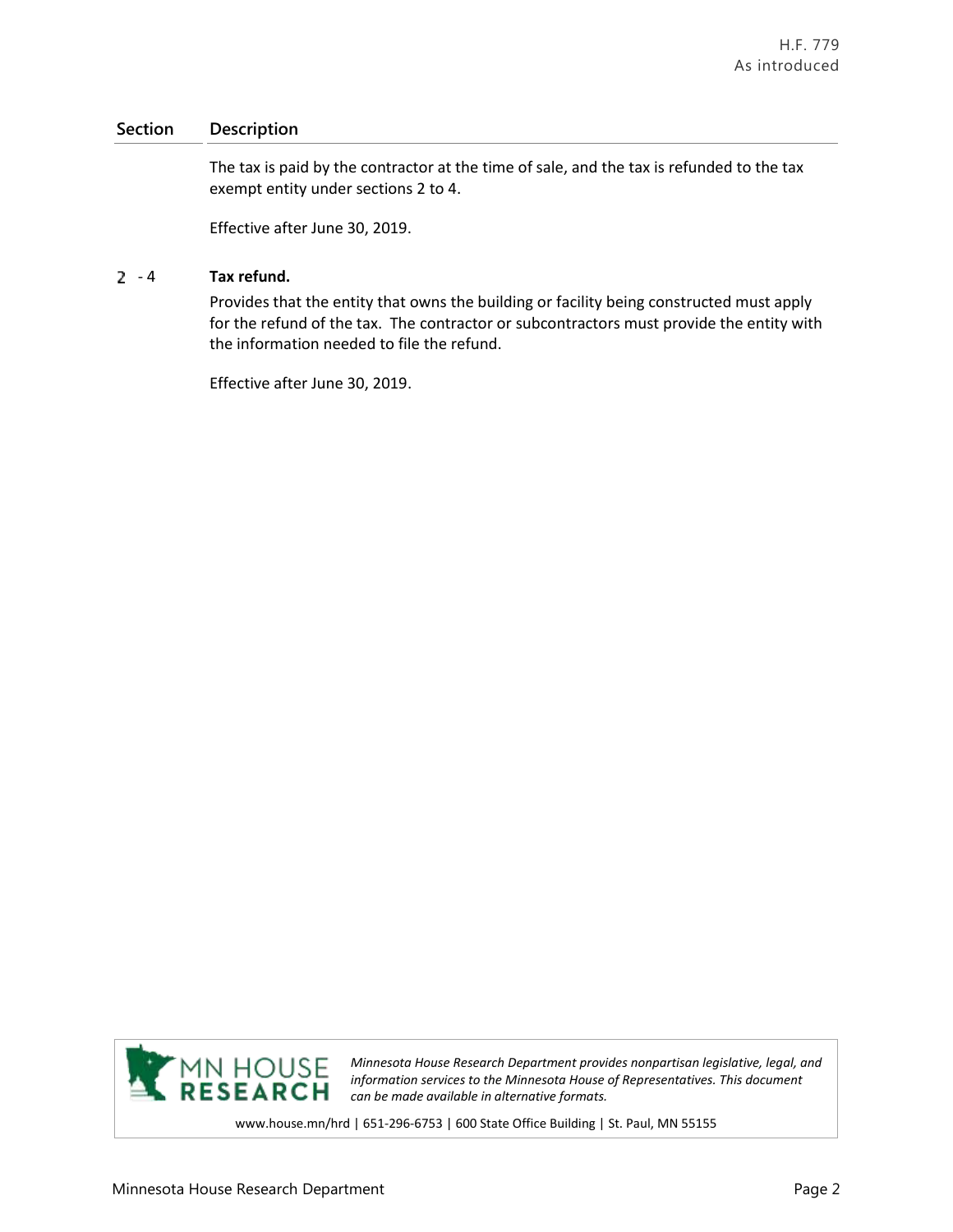| Section | Description |
|---|---|
| | The tax is paid by the contractor at the time of sale, and the tax is refunded to the tax exempt entity under sections 2 to 4.<br><br>Effective after June 30, 2019. |
| 2 - 4 | **Tax refund.**<br>Provides that the entity that owns the building or facility being constructed must apply for the refund of the tax. The contractor or subcontractors must provide the entity with the information needed to file the refund.<br><br>Effective after June 30, 2019. |

MN HOUSE RESEARCH

*Minnesota House Research Department provides nonpartisan legislative, legal, and information services to the Minnesota House of Representatives. This document can be made available in alternative formats.*

www.house.mn/hrd | 651-296-6753 | 600 State Office Building | St. Paul, MN 55155